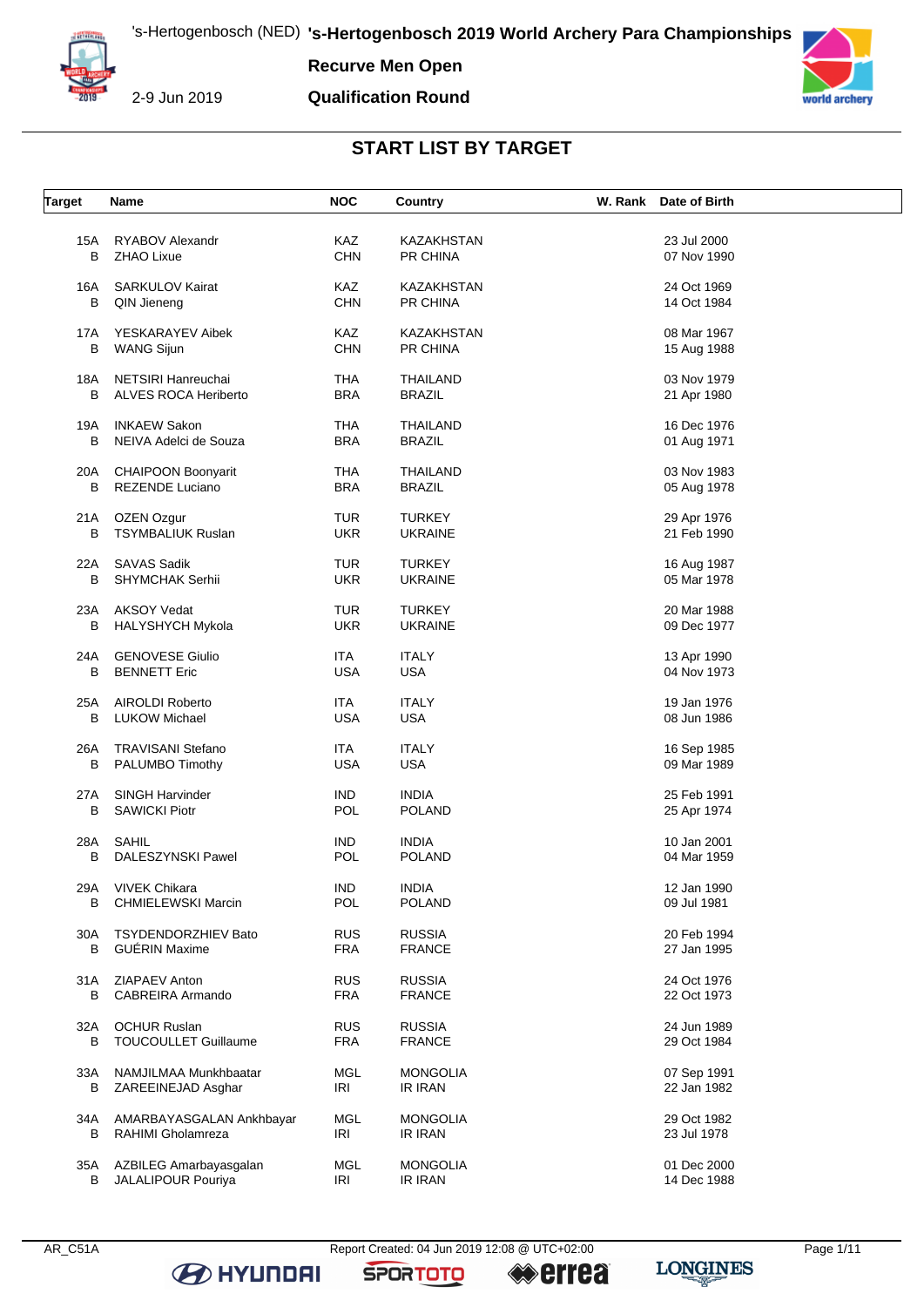# 's-Hertogenbosch 2019 World Archery Para Championships

's-Hertogenbosch (NED)

2-9 Jun 2019

**Recurve Men Open**

**Qualification Round**

## START LIST BY TARGET

| Target | Name | NOC | Country | W. Rank | Date of Birth |
|---|---|---|---|---|---|
| 15A | RYABOV Alexandr | KAZ | KAZAKHSTAN | | 23 Jul 2000 |
| B | ZHAO Lixue | CHN | PR CHINA | | 07 Nov 1990 |
| 16A | SARKULOV Kairat | KAZ | KAZAKHSTAN | | 24 Oct 1969 |
| B | QIN Jieneng | CHN | PR CHINA | | 14 Oct 1984 |
| 17A | YESKARAYEV Aibek | KAZ | KAZAKHSTAN | | 08 Mar 1967 |
| B | WANG Sijun | CHN | PR CHINA | | 15 Aug 1988 |
| 18A | NETSIRI Hanreuchai | THA | THAILAND | | 03 Nov 1979 |
| B | ALVES ROCA Heriberto | BRA | BRAZIL | | 21 Apr 1980 |
| 19A | INKAEW Sakon | THA | THAILAND | | 16 Dec 1976 |
| B | NEIVA Adelci de Souza | BRA | BRAZIL | | 01 Aug 1971 |
| 20A | CHAIPOON Boonyarit | THA | THAILAND | | 03 Nov 1983 |
| B | REZENDE Luciano | BRA | BRAZIL | | 05 Aug 1978 |
| 21A | OZEN Ozgur | TUR | TURKEY | | 29 Apr 1976 |
| B | TSYMBALIUK Ruslan | UKR | UKRAINE | | 21 Feb 1990 |
| 22A | SAVAS Sadik | TUR | TURKEY | | 16 Aug 1987 |
| B | SHYMCHAK Serhii | UKR | UKRAINE | | 05 Mar 1978 |
| 23A | AKSOY Vedat | TUR | TURKEY | | 20 Mar 1988 |
| B | HALYSHYCH Mykola | UKR | UKRAINE | | 09 Dec 1977 |
| 24A | GENOVESE Giulio | ITA | ITALY | | 13 Apr 1990 |
| B | BENNETT Eric | USA | USA | | 04 Nov 1973 |
| 25A | AIROLDI Roberto | ITA | ITALY | | 19 Jan 1976 |
| B | LUKOW Michael | USA | USA | | 08 Jun 1986 |
| 26A | TRAVISANI Stefano | ITA | ITALY | | 16 Sep 1985 |
| B | PALUMBO Timothy | USA | USA | | 09 Mar 1989 |
| 27A | SINGH Harvinder | IND | INDIA | | 25 Feb 1991 |
| B | SAWICKI Piotr | POL | POLAND | | 25 Apr 1974 |
| 28A | SAHIL | IND | INDIA | | 10 Jan 2001 |
| B | DALESZYNSKI Pawel | POL | POLAND | | 04 Mar 1959 |
| 29A | VIVEK Chikara | IND | INDIA | | 12 Jan 1990 |
| B | CHMIELEWSKI Marcin | POL | POLAND | | 09 Jul 1981 |
| 30A | TSYDENDORZHIEV Bato | RUS | RUSSIA | | 20 Feb 1994 |
| B | GUÉRIN Maxime | FRA | FRANCE | | 27 Jan 1995 |
| 31A | ZIAPAEV Anton | RUS | RUSSIA | | 24 Oct 1976 |
| B | CABREIRA Armando | FRA | FRANCE | | 22 Oct 1973 |
| 32A | OCHUR Ruslan | RUS | RUSSIA | | 24 Jun 1989 |
| B | TOUCOULLET Guillaume | FRA | FRANCE | | 29 Oct 1984 |
| 33A | NAMJILMAA Munkhbaatar | MGL | MONGOLIA | | 07 Sep 1991 |
| B | ZAREEINEJAD Asghar | IRI | IR IRAN | | 22 Jan 1982 |
| 34A | AMARBAYASGALAN Ankhbayar | MGL | MONGOLIA | | 29 Oct 1982 |
| B | RAHIMI Gholamreza | IRI | IR IRAN | | 23 Jul 1978 |
| 35A | AZBILEG Amarbayasgalan | MGL | MONGOLIA | | 01 Dec 2000 |
| B | JALALIPOUR Pouriya | IRI | IR IRAN | | 14 Dec 1988 |

AR_C51A Report Created: 04 Jun 2019 12:08 @ UTC+02:00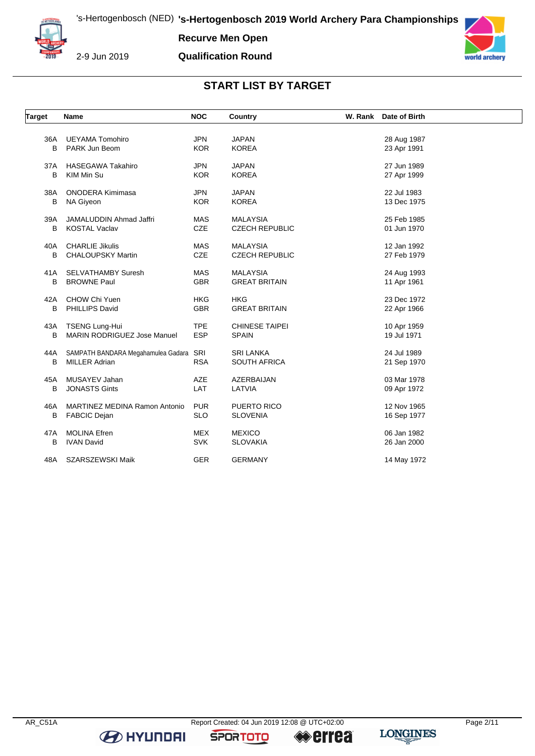# START LIST BY TARGET

| Target | Name | NOC | Country | W. Rank | Date of Birth |
|---|---|---|---|---|---|
| 36A | UEYAMA Tomohiro | JPN | JAPAN | | 28 Aug 1987 |
| B | PARK Jun Beom | KOR | KOREA | | 23 Apr 1991 |
| 37A | HASEGAWA Takahiro | JPN | JAPAN | | 27 Jun 1989 |
| B | KIM Min Su | KOR | KOREA | | 27 Apr 1999 |
| 38A | ONODERA Kimimasa | JPN | JAPAN | | 22 Jul 1983 |
| B | NA Giyeon | KOR | KOREA | | 13 Dec 1975 |
| 39A | JAMALUDDIN Ahmad Jaffri | MAS | MALAYSIA | | 25 Feb 1985 |
| B | KOSTAL Vaclav | CZE | CZECH REPUBLIC | | 01 Jun 1970 |
| 40A | CHARLIE Jikulis | MAS | MALAYSIA | | 12 Jan 1992 |
| B | CHALOUPSKY Martin | CZE | CZECH REPUBLIC | | 27 Feb 1979 |
| 41A | SELVATHAMBY Suresh | MAS | MALAYSIA | | 24 Aug 1993 |
| B | BROWNE Paul | GBR | GREAT BRITAIN | | 11 Apr 1961 |
| 42A | CHOW Chi Yuen | HKG | HKG | | 23 Dec 1972 |
| B | PHILLIPS David | GBR | GREAT BRITAIN | | 22 Apr 1966 |
| 43A | TSENG Lung-Hui | TPE | CHINESE TAIPEI | | 10 Apr 1959 |
| B | MARIN RODRIGUEZ Jose Manuel | ESP | SPAIN | | 19 Jul 1971 |
| 44A | SAMPATH BANDARA Megahamulea Gadara | SRI | SRI LANKA | | 24 Jul 1989 |
| B | MILLER Adrian | RSA | SOUTH AFRICA | | 21 Sep 1970 |
| 45A | MUSAYEV Jahan | AZE | AZERBAIJAN | | 03 Mar 1978 |
| B | JONASTS Gints | LAT | LATVIA | | 09 Apr 1972 |
| 46A | MARTINEZ MEDINA Ramon Antonio | PUR | PUERTO RICO | | 12 Nov 1965 |
| B | FABCIC Dejan | SLO | SLOVENIA | | 16 Sep 1977 |
| 47A | MOLINA Efren | MEX | MEXICO | | 06 Jan 1982 |
| B | IVAN David | SVK | SLOVAKIA | | 26 Jan 2000 |
| 48A | SZARSZEWSKI Maik | GER | GERMANY | | 14 May 1972 |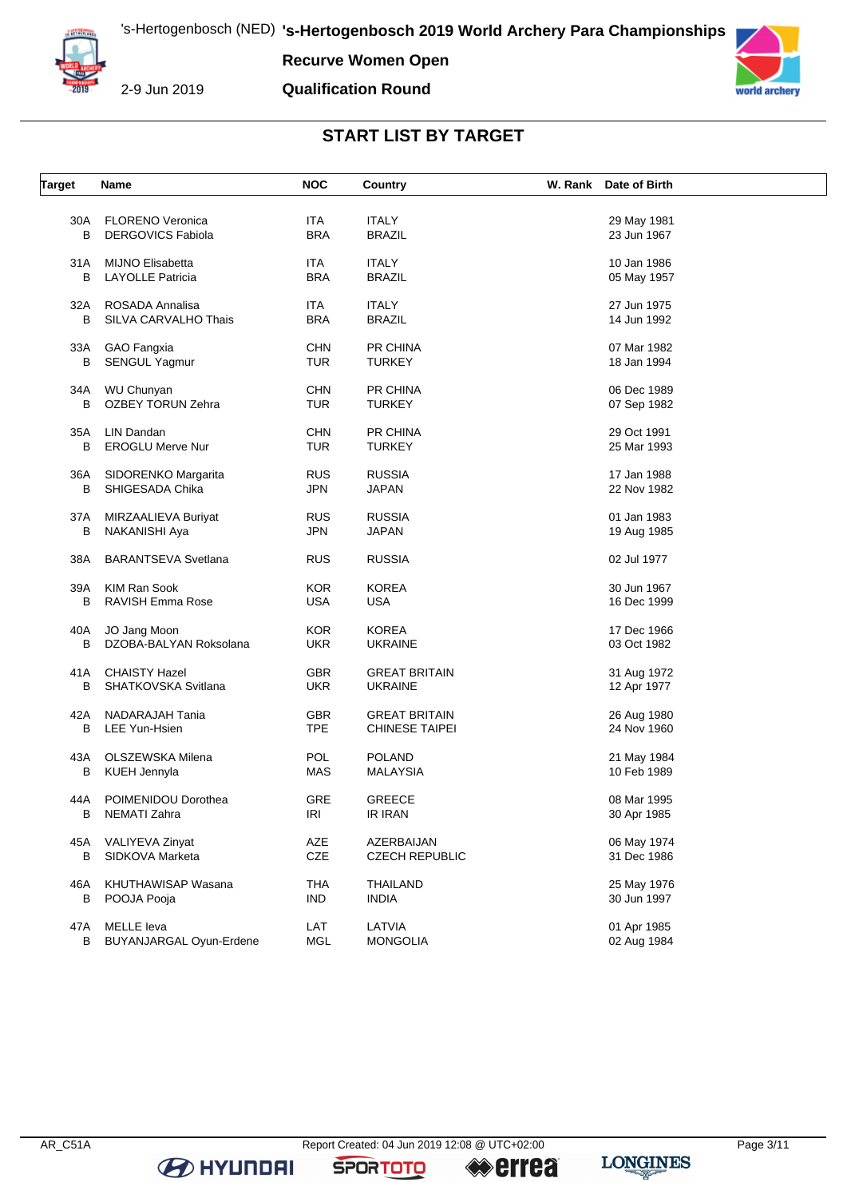# 's-Hertogenbosch 2019 World Archery Para Championships

## Recurve Women Open

## Qualification Round

2-9 Jun 2019

### START LIST BY TARGET

| Target | Name | NOC | Country | W. Rank | Date of Birth |
|---|---|---|---|---|---|
| 30A | FLORENO Veronica | ITA | ITALY | | 29 May 1981 |
| B | DERGOVICS Fabiola | BRA | BRAZIL | | 23 Jun 1967 |
| 31A | MIJNO Elisabetta | ITA | ITALY | | 10 Jan 1986 |
| B | LAYOLLE Patricia | BRA | BRAZIL | | 05 May 1957 |
| 32A | ROSADA Annalisa | ITA | ITALY | | 27 Jun 1975 |
| B | SILVA CARVALHO Thais | BRA | BRAZIL | | 14 Jun 1992 |
| 33A | GAO Fangxia | CHN | PR CHINA | | 07 Mar 1982 |
| B | SENGUL Yagmur | TUR | TURKEY | | 18 Jan 1994 |
| 34A | WU Chunyan | CHN | PR CHINA | | 06 Dec 1989 |
| B | OZBEY TORUN Zehra | TUR | TURKEY | | 07 Sep 1982 |
| 35A | LIN Dandan | CHN | PR CHINA | | 29 Oct 1991 |
| B | EROGLU Merve Nur | TUR | TURKEY | | 25 Mar 1993 |
| 36A | SIDORENKO Margarita | RUS | RUSSIA | | 17 Jan 1988 |
| B | SHIGESADA Chika | JPN | JAPAN | | 22 Nov 1982 |
| 37A | MIRZAALIEVA Buriyat | RUS | RUSSIA | | 01 Jan 1983 |
| B | NAKANISHI Aya | JPN | JAPAN | | 19 Aug 1985 |
| 38A | BARANTSEVA Svetlana | RUS | RUSSIA | | 02 Jul 1977 |
| 39A | KIM Ran Sook | KOR | KOREA | | 30 Jun 1967 |
| B | RAVISH Emma Rose | USA | USA | | 16 Dec 1999 |
| 40A | JO Jang Moon | KOR | KOREA | | 17 Dec 1966 |
| B | DZOBA-BALYAN Roksolana | UKR | UKRAINE | | 03 Oct 1982 |
| 41A | CHAISTY Hazel | GBR | GREAT BRITAIN | | 31 Aug 1972 |
| B | SHATKOVSKA Svitlana | UKR | UKRAINE | | 12 Apr 1977 |
| 42A | NADARAJAH Tania | GBR | GREAT BRITAIN | | 26 Aug 1980 |
| B | LEE Yun-Hsien | TPE | CHINESE TAIPEI | | 24 Nov 1960 |
| 43A | OLSZEWSKA Milena | POL | POLAND | | 21 May 1984 |
| B | KUEH Jennyla | MAS | MALAYSIA | | 10 Feb 1989 |
| 44A | POIMENIDOU Dorothea | GRE | GREECE | | 08 Mar 1995 |
| B | NEMATI Zahra | IRI | IR IRAN | | 30 Apr 1985 |
| 45A | VALIYEVA Zinyat | AZE | AZERBAIJAN | | 06 May 1974 |
| B | SIDKOVA Marketa | CZE | CZECH REPUBLIC | | 31 Dec 1986 |
| 46A | KHUTHAWISAP Wasana | THA | THAILAND | | 25 May 1976 |
| B | POOJA Pooja | IND | INDIA | | 30 Jun 1997 |
| 47A | MELLE Ieva | LAT | LATVIA | | 01 Apr 1985 |
| B | BUYANJARGAL Oyun-Erdene | MGL | MONGOLIA | | 02 Aug 1984 |

AR_C51A Report Created: 04 Jun 2019 12:08 @ UTC+02:00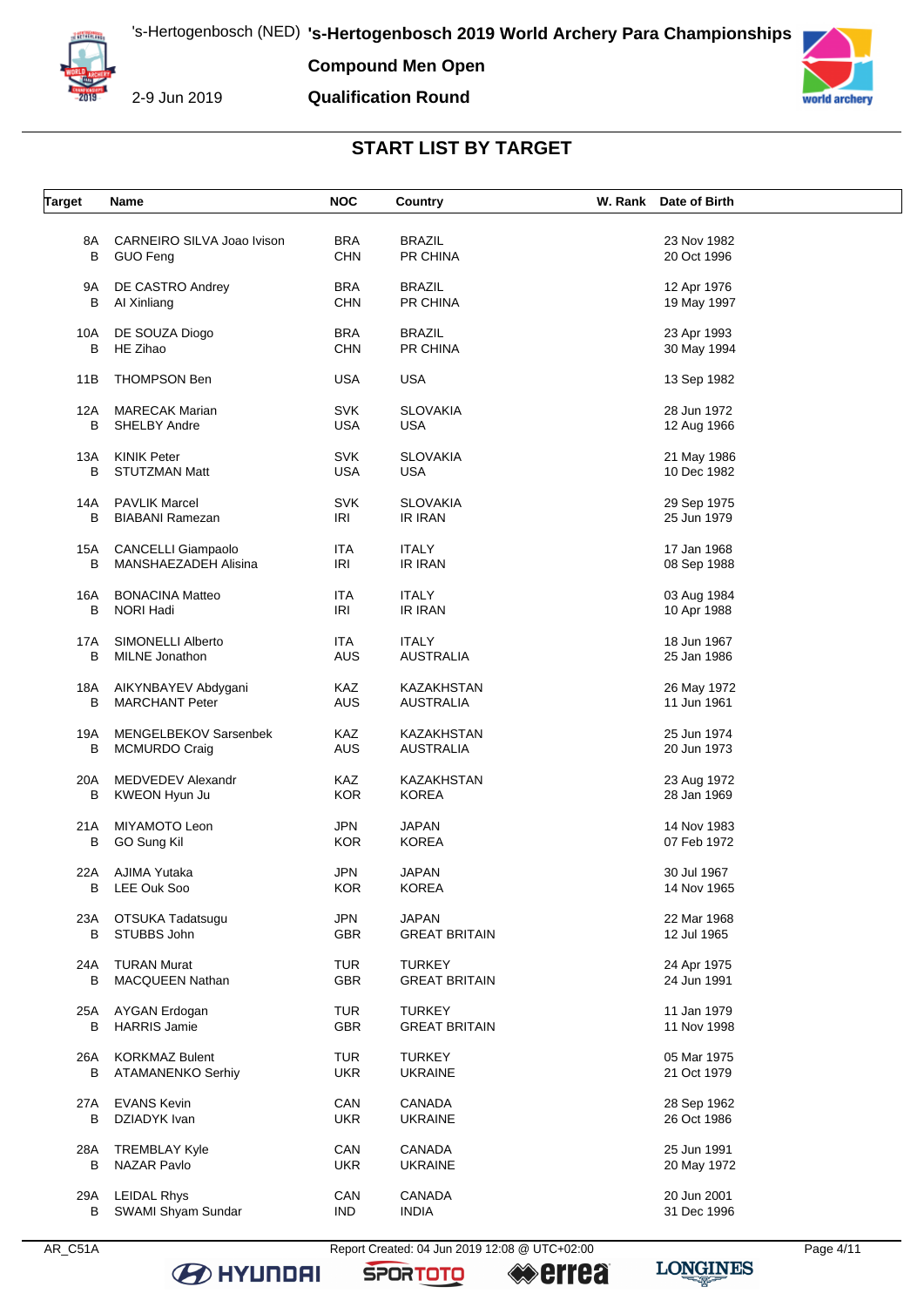# 's-Hertogenbosch 2019 World Archery Para Championships

's-Hertogenbosch (NED)

2-9 Jun 2019

**Compound Men Open**

**Qualification Round**

## START LIST BY TARGET

| Target | Name | NOC | Country | W. Rank | Date of Birth |
|---|---|---|---|---|---|
| 8A | CARNEIRO SILVA Joao Ivison | BRA | BRAZIL | | 23 Nov 1982 |
| B | GUO Feng | CHN | PR CHINA | | 20 Oct 1996 |
| 9A | DE CASTRO Andrey | BRA | BRAZIL | | 12 Apr 1976 |
| B | AI Xinliang | CHN | PR CHINA | | 19 May 1997 |
| 10A | DE SOUZA Diogo | BRA | BRAZIL | | 23 Apr 1993 |
| B | HE Zihao | CHN | PR CHINA | | 30 May 1994 |
| 11B | THOMPSON Ben | USA | USA | | 13 Sep 1982 |
| 12A | MARECAK Marian | SVK | SLOVAKIA | | 28 Jun 1972 |
| B | SHELBY Andre | USA | USA | | 12 Aug 1966 |
| 13A | KINIK Peter | SVK | SLOVAKIA | | 21 May 1986 |
| B | STUTZMAN Matt | USA | USA | | 10 Dec 1982 |
| 14A | PAVLIK Marcel | SVK | SLOVAKIA | | 29 Sep 1975 |
| B | BIABANI Ramezan | IRI | IR IRAN | | 25 Jun 1979 |
| 15A | CANCELLI Giampaolo | ITA | ITALY | | 17 Jan 1968 |
| B | MANSHAEZADEH Alisina | IRI | IR IRAN | | 08 Sep 1988 |
| 16A | BONACINA Matteo | ITA | ITALY | | 03 Aug 1984 |
| B | NORI Hadi | IRI | IR IRAN | | 10 Apr 1988 |
| 17A | SIMONELLI Alberto | ITA | ITALY | | 18 Jun 1967 |
| B | MILNE Jonathon | AUS | AUSTRALIA | | 25 Jan 1986 |
| 18A | AIKYNBAYEV Abdygani | KAZ | KAZAKHSTAN | | 26 May 1972 |
| B | MARCHANT Peter | AUS | AUSTRALIA | | 11 Jun 1961 |
| 19A | MENGELBEKOV Sarsenbek | KAZ | KAZAKHSTAN | | 25 Jun 1974 |
| B | MCMURDO Craig | AUS | AUSTRALIA | | 20 Jun 1973 |
| 20A | MEDVEDEV Alexandr | KAZ | KAZAKHSTAN | | 23 Aug 1972 |
| B | KWEON Hyun Ju | KOR | KOREA | | 28 Jan 1969 |
| 21A | MIYAMOTO Leon | JPN | JAPAN | | 14 Nov 1983 |
| B | GO Sung Kil | KOR | KOREA | | 07 Feb 1972 |
| 22A | AJIMA Yutaka | JPN | JAPAN | | 30 Jul 1967 |
| B | LEE Ouk Soo | KOR | KOREA | | 14 Nov 1965 |
| 23A | OTSUKA Tadatsugu | JPN | JAPAN | | 22 Mar 1968 |
| B | STUBBS John | GBR | GREAT BRITAIN | | 12 Jul 1965 |
| 24A | TURAN Murat | TUR | TURKEY | | 24 Apr 1975 |
| B | MACQUEEN Nathan | GBR | GREAT BRITAIN | | 24 Jun 1991 |
| 25A | AYGAN Erdogan | TUR | TURKEY | | 11 Jan 1979 |
| B | HARRIS Jamie | GBR | GREAT BRITAIN | | 11 Nov 1998 |
| 26A | KORKMAZ Bulent | TUR | TURKEY | | 05 Mar 1975 |
| B | ATAMANENKO Serhiy | UKR | UKRAINE | | 21 Oct 1979 |
| 27A | EVANS Kevin | CAN | CANADA | | 28 Sep 1962 |
| B | DZIADYK Ivan | UKR | UKRAINE | | 26 Oct 1986 |
| 28A | TREMBLAY Kyle | CAN | CANADA | | 25 Jun 1991 |
| B | NAZAR Pavlo | UKR | UKRAINE | | 20 May 1972 |
| 29A | LEIDAL Rhys | CAN | CANADA | | 20 Jun 2001 |
| B | SWAMI Shyam Sundar | IND | INDIA | | 31 Dec 1996 |

AR_C51A Report Created: 04 Jun 2019 12:08 @ UTC+02:00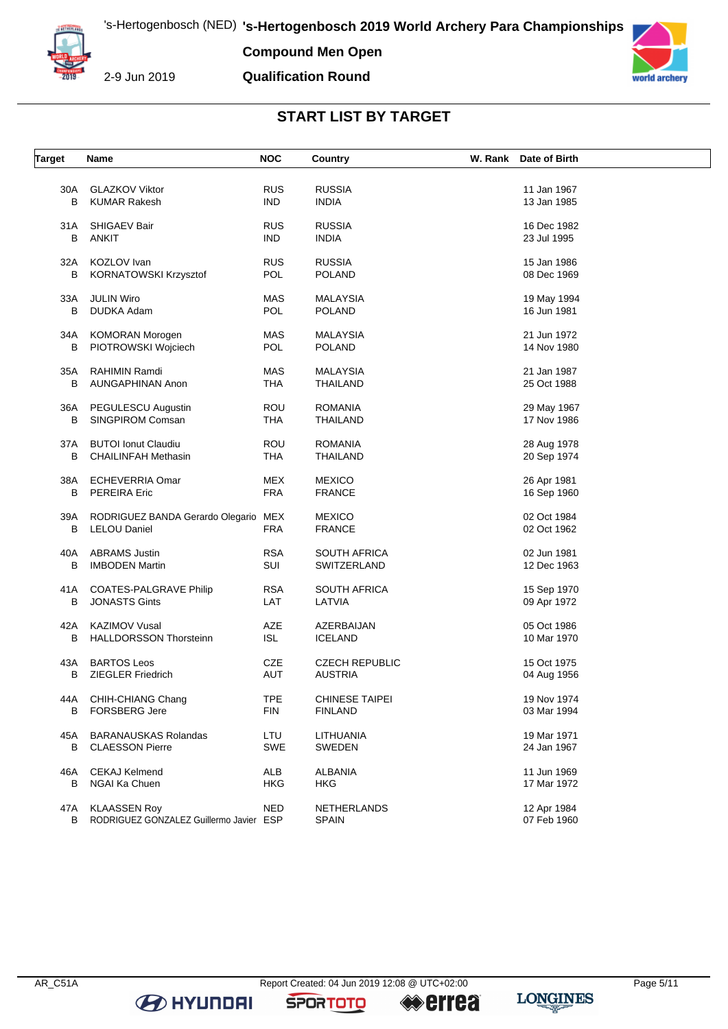# 's-Hertogenbosch 2019 World Archery Para Championships

's-Hertogenbosch (NED)

2-9 Jun 2019

**Compound Men Open**

**Qualification Round**

## START LIST BY TARGET

| Target | Name | NOC | Country | W. Rank | Date of Birth |
|---|---|---|---|---|---|
| 30A | GLAZKOV Viktor | RUS | RUSSIA | | 11 Jan 1967 |
| B | KUMAR Rakesh | IND | INDIA | | 13 Jan 1985 |
| 31A | SHIGAEV Bair | RUS | RUSSIA | | 16 Dec 1982 |
| B | ANKIT | IND | INDIA | | 23 Jul 1995 |
| 32A | KOZLOV Ivan | RUS | RUSSIA | | 15 Jan 1986 |
| B | KORNATOWSKI Krzysztof | POL | POLAND | | 08 Dec 1969 |
| 33A | JULIN Wiro | MAS | MALAYSIA | | 19 May 1994 |
| B | DUDKA Adam | POL | POLAND | | 16 Jun 1981 |
| 34A | KOMORAN Morogen | MAS | MALAYSIA | | 21 Jun 1972 |
| B | PIOTROWSKI Wojciech | POL | POLAND | | 14 Nov 1980 |
| 35A | RAHIMIN Ramdi | MAS | MALAYSIA | | 21 Jan 1987 |
| B | AUNGAPHINAN Anon | THA | THAILAND | | 25 Oct 1988 |
| 36A | PEGULESCU Augustin | ROU | ROMANIA | | 29 May 1967 |
| B | SINGPIROM Comsan | THA | THAILAND | | 17 Nov 1986 |
| 37A | BUTOI Ionut Claudiu | ROU | ROMANIA | | 28 Aug 1978 |
| B | CHAILINFAH Methasin | THA | THAILAND | | 20 Sep 1974 |
| 38A | ECHEVERRIA Omar | MEX | MEXICO | | 26 Apr 1981 |
| B | PEREIRA Eric | FRA | FRANCE | | 16 Sep 1960 |
| 39A | RODRIGUEZ BANDA Gerardo Olegario | MEX | MEXICO | | 02 Oct 1984 |
| B | LELOU Daniel | FRA | FRANCE | | 02 Oct 1962 |
| 40A | ABRAMS Justin | RSA | SOUTH AFRICA | | 02 Jun 1981 |
| B | IMBODEN Martin | SUI | SWITZERLAND | | 12 Dec 1963 |
| 41A | COATES-PALGRAVE Philip | RSA | SOUTH AFRICA | | 15 Sep 1970 |
| B | JONASTS Gints | LAT | LATVIA | | 09 Apr 1972 |
| 42A | KAZIMOV Vusal | AZE | AZERBAIJAN | | 05 Oct 1986 |
| B | HALLDORSSON Thorsteinn | ISL | ICELAND | | 10 Mar 1970 |
| 43A | BARTOS Leos | CZE | CZECH REPUBLIC | | 15 Oct 1975 |
| B | ZIEGLER Friedrich | AUT | AUSTRIA | | 04 Aug 1956 |
| 44A | CHIH-CHIANG Chang | TPE | CHINESE TAIPEI | | 19 Nov 1974 |
| B | FORSBERG Jere | FIN | FINLAND | | 03 Mar 1994 |
| 45A | BARANAUSKAS Rolandas | LTU | LITHUANIA | | 19 Mar 1971 |
| B | CLAESSON Pierre | SWE | SWEDEN | | 24 Jan 1967 |
| 46A | CEKAJ Kelmend | ALB | ALBANIA | | 11 Jun 1969 |
| B | NGAI Ka Chuen | HKG | HKG | | 17 Mar 1972 |
| 47A | KLAASSEN Roy | NED | NETHERLANDS | | 12 Apr 1984 |
| B | RODRIGUEZ GONZALEZ Guillermo Javier | ESP | SPAIN | | 07 Feb 1960 |

AR_C51A Report Created: 04 Jun 2019 12:08 @ UTC+02:00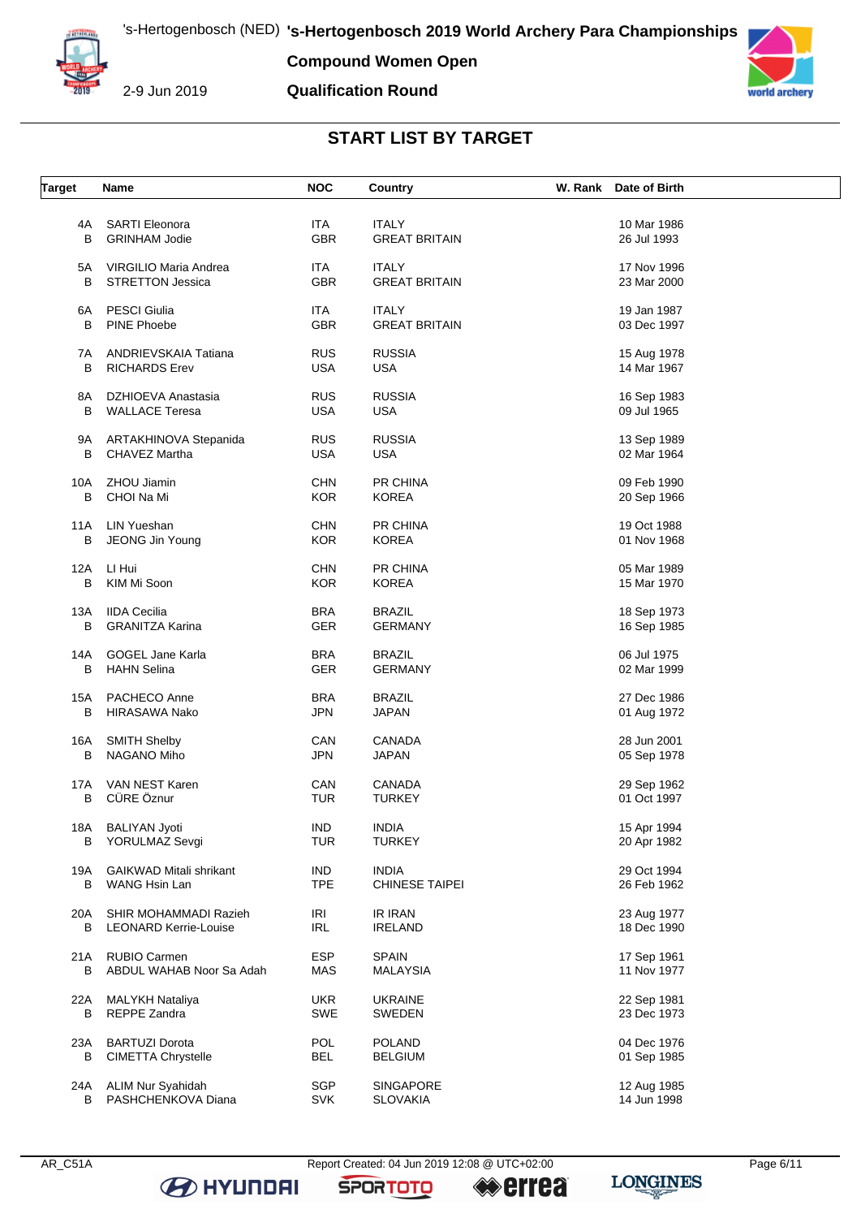# 's-Hertogenbosch 2019 World Archery Para Championships

's-Hertogenbosch (NED)

2-9 Jun 2019

**Compound Women Open**

**Qualification Round**

## START LIST BY TARGET

| Target | Name | NOC | Country | W. Rank | Date of Birth |
|---|---|---|---|---|---|
| 4A | SARTI Eleonora | ITA | ITALY | | 10 Mar 1986 |
| B | GRINHAM Jodie | GBR | GREAT BRITAIN | | 26 Jul 1993 |
| 5A | VIRGILIO Maria Andrea | ITA | ITALY | | 17 Nov 1996 |
| B | STRETTON Jessica | GBR | GREAT BRITAIN | | 23 Mar 2000 |
| 6A | PESCI Giulia | ITA | ITALY | | 19 Jan 1987 |
| B | PINE Phoebe | GBR | GREAT BRITAIN | | 03 Dec 1997 |
| 7A | ANDRIEVSKAIA Tatiana | RUS | RUSSIA | | 15 Aug 1978 |
| B | RICHARDS Erev | USA | USA | | 14 Mar 1967 |
| 8A | DZHIOEVA Anastasia | RUS | RUSSIA | | 16 Sep 1983 |
| B | WALLACE Teresa | USA | USA | | 09 Jul 1965 |
| 9A | ARTAKHINOVA Stepanida | RUS | RUSSIA | | 13 Sep 1989 |
| B | CHAVEZ Martha | USA | USA | | 02 Mar 1964 |
| 10A | ZHOU Jiamin | CHN | PR CHINA | | 09 Feb 1990 |
| B | CHOI Na Mi | KOR | KOREA | | 20 Sep 1966 |
| 11A | LIN Yueshan | CHN | PR CHINA | | 19 Oct 1988 |
| B | JEONG Jin Young | KOR | KOREA | | 01 Nov 1968 |
| 12A | LI Hui | CHN | PR CHINA | | 05 Mar 1989 |
| B | KIM Mi Soon | KOR | KOREA | | 15 Mar 1970 |
| 13A | IIDA Cecilia | BRA | BRAZIL | | 18 Sep 1973 |
| B | GRANITZA Karina | GER | GERMANY | | 16 Sep 1985 |
| 14A | GOGEL Jane Karla | BRA | BRAZIL | | 06 Jul 1975 |
| B | HAHN Selina | GER | GERMANY | | 02 Mar 1999 |
| 15A | PACHECO Anne | BRA | BRAZIL | | 27 Dec 1986 |
| B | HIRASAWA Nako | JPN | JAPAN | | 01 Aug 1972 |
| 16A | SMITH Shelby | CAN | CANADA | | 28 Jun 2001 |
| B | NAGANO Miho | JPN | JAPAN | | 05 Sep 1978 |
| 17A | VAN NEST Karen | CAN | CANADA | | 29 Sep 1962 |
| B | CÜRE Öznur | TUR | TURKEY | | 01 Oct 1997 |
| 18A | BALIYAN Jyoti | IND | INDIA | | 15 Apr 1994 |
| B | YORULMAZ Sevgi | TUR | TURKEY | | 20 Apr 1982 |
| 19A | GAIKWAD Mitali shrikant | IND | INDIA | | 29 Oct 1994 |
| B | WANG Hsin Lan | TPE | CHINESE TAIPEI | | 26 Feb 1962 |
| 20A | SHIR MOHAMMADI Razieh | IRI | IR IRAN | | 23 Aug 1977 |
| B | LEONARD Kerrie-Louise | IRL | IRELAND | | 18 Dec 1990 |
| 21A | RUBIO Carmen | ESP | SPAIN | | 17 Sep 1961 |
| B | ABDUL WAHAB Noor Sa Adah | MAS | MALAYSIA | | 11 Nov 1977 |
| 22A | MALYKH Nataliya | UKR | UKRAINE | | 22 Sep 1981 |
| B | REPPE Zandra | SWE | SWEDEN | | 23 Dec 1973 |
| 23A | BARTUZI Dorota | POL | POLAND | | 04 Dec 1976 |
| B | CIMETTA Chrystelle | BEL | BELGIUM | | 01 Sep 1985 |
| 24A | ALIM Nur Syahidah | SGP | SINGAPORE | | 12 Aug 1985 |
| B | PASHCHENKOVA Diana | SVK | SLOVAKIA | | 14 Jun 1998 |

AR_C51A Report Created: 04 Jun 2019 12:08 @ UTC+02:00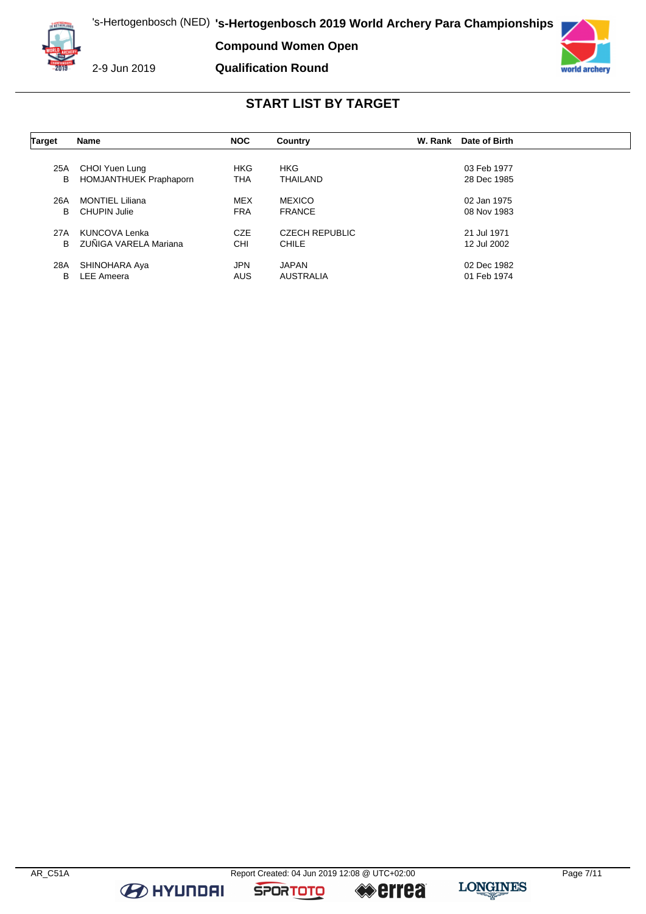# START LIST BY TARGET

| Target | Name | NOC | Country | W. Rank | Date of Birth |
|---|---|---|---|---|---|
| 25A | CHOI Yuen Lung | HKG | HKG | | 03 Feb 1977 |
| B | HOMJANTHUEK Praphaporn | THA | THAILAND | | 28 Dec 1985 |
| 26A | MONTIEL Liliana | MEX | MEXICO | | 02 Jan 1975 |
| B | CHUPIN Julie | FRA | FRANCE | | 08 Nov 1983 |
| 27A | KUNCOVA Lenka | CZE | CZECH REPUBLIC | | 21 Jul 1971 |
| B | ZUÑIGA VARELA Mariana | CHI | CHILE | | 12 Jul 2002 |
| 28A | SHINOHARA Aya | JPN | JAPAN | | 02 Dec 1982 |
| B | LEE Ameera | AUS | AUSTRALIA | | 01 Feb 1974 |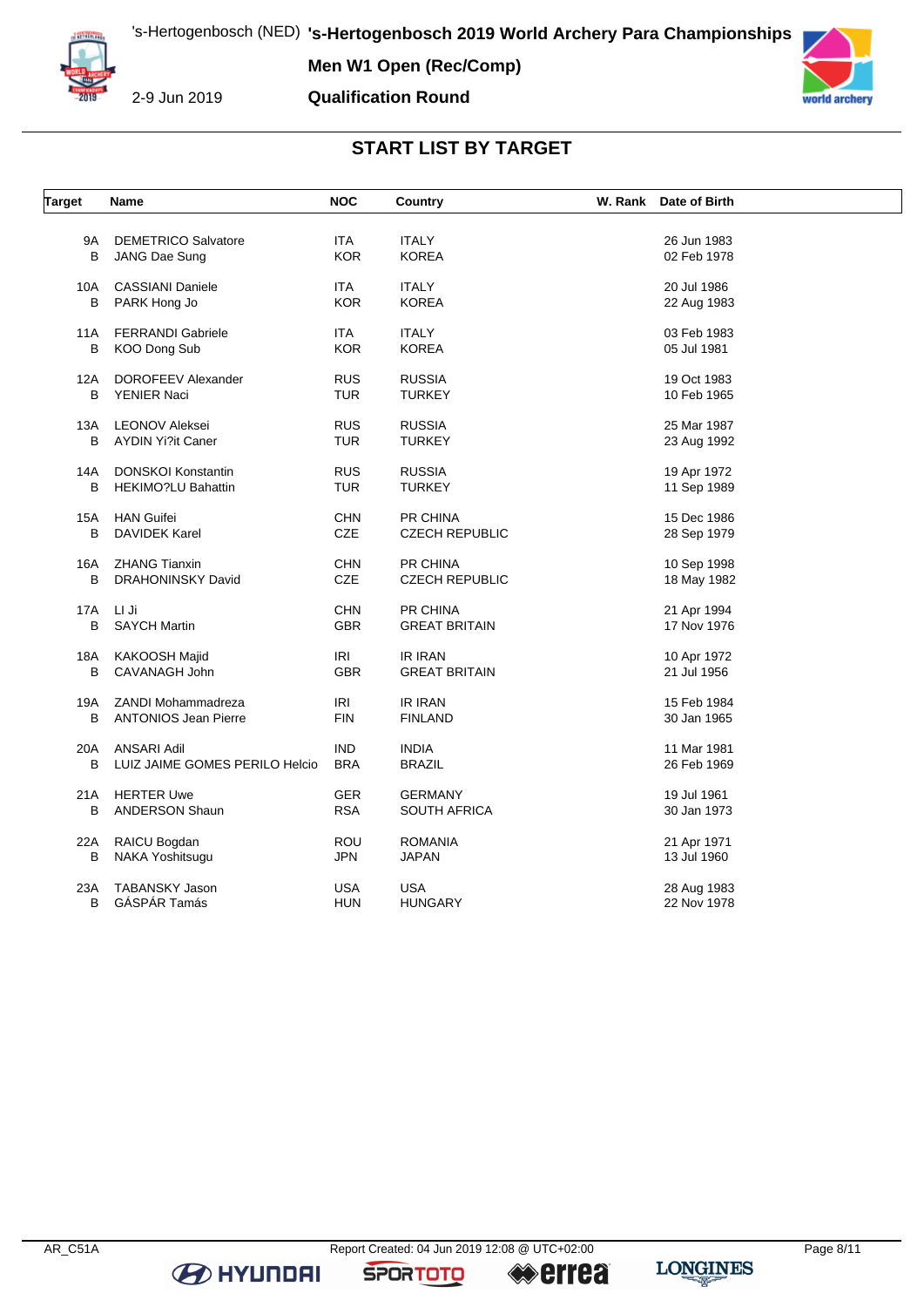# 's-Hertogenbosch 2019 World Archery Para Championships

's-Hertogenbosch (NED)

**Men W1 Open (Rec/Comp)**

2-9 Jun 2019

**Qualification Round**

## START LIST BY TARGET

| Target | Name | NOC | Country | W. Rank | Date of Birth |
|---|---|---|---|---|---|
| 9A | DEMETRICO Salvatore | ITA | ITALY | | 26 Jun 1983 |
| B | JANG Dae Sung | KOR | KOREA | | 02 Feb 1978 |
| 10A | CASSIANI Daniele | ITA | ITALY | | 20 Jul 1986 |
| B | PARK Hong Jo | KOR | KOREA | | 22 Aug 1983 |
| 11A | FERRANDI Gabriele | ITA | ITALY | | 03 Feb 1983 |
| B | KOO Dong Sub | KOR | KOREA | | 05 Jul 1981 |
| 12A | DOROFEEV Alexander | RUS | RUSSIA | | 19 Oct 1983 |
| B | YENIER Naci | TUR | TURKEY | | 10 Feb 1965 |
| 13A | LEONOV Aleksei | RUS | RUSSIA | | 25 Mar 1987 |
| B | AYDIN Yi?it Caner | TUR | TURKEY | | 23 Aug 1992 |
| 14A | DONSKOI Konstantin | RUS | RUSSIA | | 19 Apr 1972 |
| B | HEKIMO?LU Bahattin | TUR | TURKEY | | 11 Sep 1989 |
| 15A | HAN Guifei | CHN | PR CHINA | | 15 Dec 1986 |
| B | DAVIDEK Karel | CZE | CZECH REPUBLIC | | 28 Sep 1979 |
| 16A | ZHANG Tianxin | CHN | PR CHINA | | 10 Sep 1998 |
| B | DRAHONINSKY David | CZE | CZECH REPUBLIC | | 18 May 1982 |
| 17A | LI Ji | CHN | PR CHINA | | 21 Apr 1994 |
| B | SAYCH Martin | GBR | GREAT BRITAIN | | 17 Nov 1976 |
| 18A | KAKOOSH Majid | IRI | IR IRAN | | 10 Apr 1972 |
| B | CAVANAGH John | GBR | GREAT BRITAIN | | 21 Jul 1956 |
| 19A | ZANDI Mohammadreza | IRI | IR IRAN | | 15 Feb 1984 |
| B | ANTONIOS Jean Pierre | FIN | FINLAND | | 30 Jan 1965 |
| 20A | ANSARI Adil | IND | INDIA | | 11 Mar 1981 |
| B | LUIZ JAIME GOMES PERILO Helcio | BRA | BRAZIL | | 26 Feb 1969 |
| 21A | HERTER Uwe | GER | GERMANY | | 19 Jul 1961 |
| B | ANDERSON Shaun | RSA | SOUTH AFRICA | | 30 Jan 1973 |
| 22A | RAICU Bogdan | ROU | ROMANIA | | 21 Apr 1971 |
| B | NAKA Yoshitsugu | JPN | JAPAN | | 13 Jul 1960 |
| 23A | TABANSKY Jason | USA | USA | | 28 Aug 1983 |
| B | GÁSPÁR Tamás | HUN | HUNGARY | | 22 Nov 1978 |

AR_C51A Report Created: 04 Jun 2019 12:08 @ UTC+02:00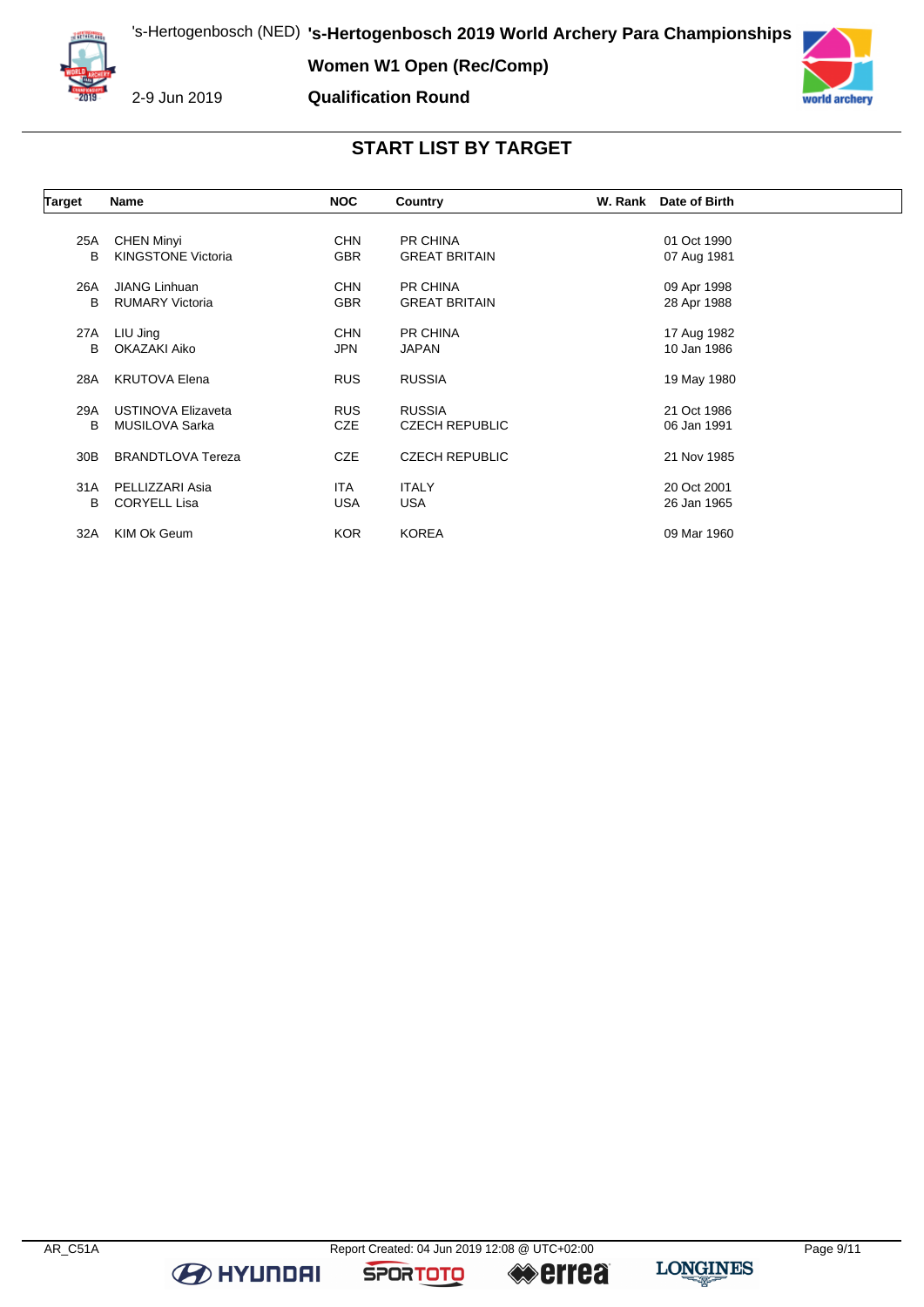# 's-Hertogenbosch 2019 World Archery Para Championships

's-Hertogenbosch (NED)

2-9 Jun 2019

**Women W1 Open (Rec/Comp)**

**Qualification Round**

## START LIST BY TARGET

| Target | Name | NOC | Country | W. Rank | Date of Birth |
|---|---|---|---|---|---|
| 25A | CHEN Minyi | CHN | PR CHINA | | 01 Oct 1990 |
| B | KINGSTONE Victoria | GBR | GREAT BRITAIN | | 07 Aug 1981 |
| 26A | JIANG Linhuan | CHN | PR CHINA | | 09 Apr 1998 |
| B | RUMARY Victoria | GBR | GREAT BRITAIN | | 28 Apr 1988 |
| 27A | LIU Jing | CHN | PR CHINA | | 17 Aug 1982 |
| B | OKAZAKI Aiko | JPN | JAPAN | | 10 Jan 1986 |
| 28A | KRUTOVA Elena | RUS | RUSSIA | | 19 May 1980 |
| 29A | USTINOVA Elizaveta | RUS | RUSSIA | | 21 Oct 1986 |
| B | MUSILOVA Sarka | CZE | CZECH REPUBLIC | | 06 Jan 1991 |
| 30B | BRANDTLOVA Tereza | CZE | CZECH REPUBLIC | | 21 Nov 1985 |
| 31A | PELLIZZARI Asia | ITA | ITALY | | 20 Oct 2001 |
| B | CORYELL Lisa | USA | USA | | 26 Jan 1965 |
| 32A | KIM Ok Geum | KOR | KOREA | | 09 Mar 1960 |

AR_C51A Report Created: 04 Jun 2019 12:08 @ UTC+02:00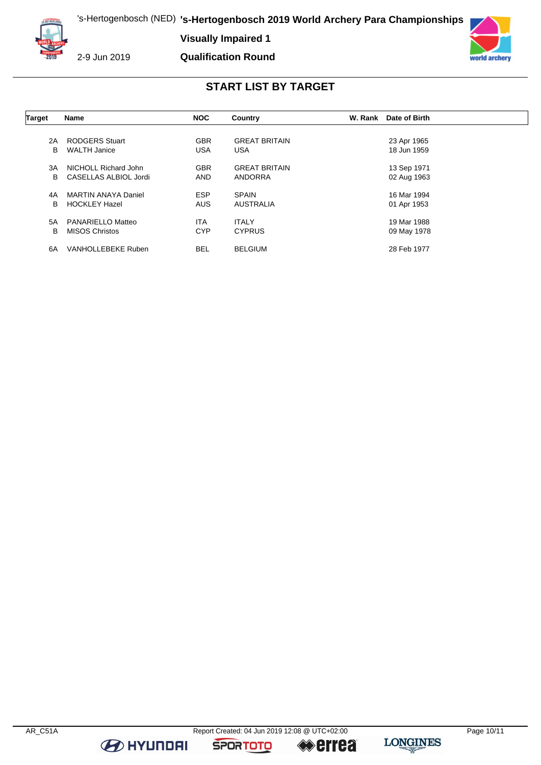# 's-Hertogenbosch 2019 World Archery Para Championships

's-Hertogenbosch (NED)

2-9 Jun 2019

**Visually Impaired 1**

**Qualification Round**

## START LIST BY TARGET

| Target | Name | NOC | Country | W. Rank | Date of Birth |
|---|---|---|---|---|---|
| 2A | RODGERS Stuart | GBR | GREAT BRITAIN | | 23 Apr 1965 |
| B | WALTH Janice | USA | USA | | 18 Jun 1959 |
| 3A | NICHOLL Richard John | GBR | GREAT BRITAIN | | 13 Sep 1971 |
| B | CASELLAS ALBIOL Jordi | AND | ANDORRA | | 02 Aug 1963 |
| 4A | MARTIN ANAYA Daniel | ESP | SPAIN | | 16 Mar 1994 |
| B | HOCKLEY Hazel | AUS | AUSTRALIA | | 01 Apr 1953 |
| 5A | PANARIELLO Matteo | ITA | ITALY | | 19 Mar 1988 |
| B | MISOS Christos | CYP | CYPRUS | | 09 May 1978 |
| 6A | VANHOLLEBEKE Ruben | BEL | BELGIUM | | 28 Feb 1977 |

AR_C51A Report Created: 04 Jun 2019 12:08 @ UTC+02:00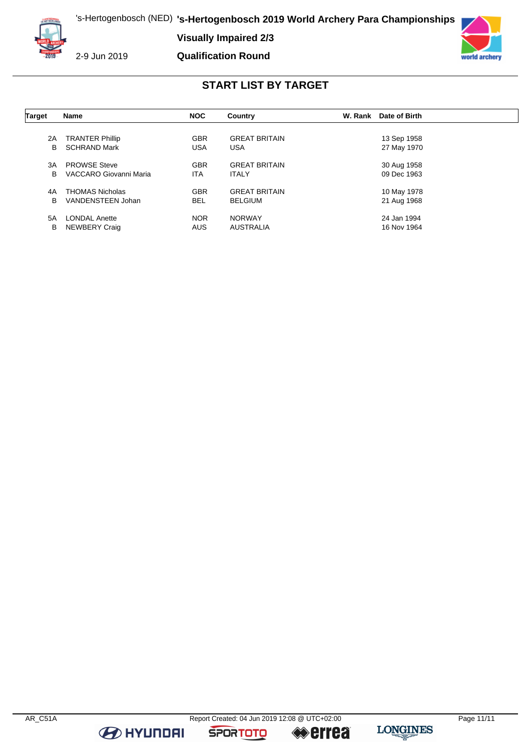## START LIST BY TARGET

| Target | Name | NOC | Country | W. Rank | Date of Birth |
|---|---|---|---|---|---|
| 2A | TRANTER Phillip | GBR | GREAT BRITAIN | | 13 Sep 1958 |
| B | SCHRAND Mark | USA | USA | | 27 May 1970 |
| 3A | PROWSE Steve | GBR | GREAT BRITAIN | | 30 Aug 1958 |
| B | VACCARO Giovanni Maria | ITA | ITALY | | 09 Dec 1963 |
| 4A | THOMAS Nicholas | GBR | GREAT BRITAIN | | 10 May 1978 |
| B | VANDENSTEEN Johan | BEL | BELGIUM | | 21 Aug 1968 |
| 5A | LONDAL Anette | NOR | NORWAY | | 24 Jan 1994 |
| B | NEWBERY Craig | AUS | AUSTRALIA | | 16 Nov 1964 |